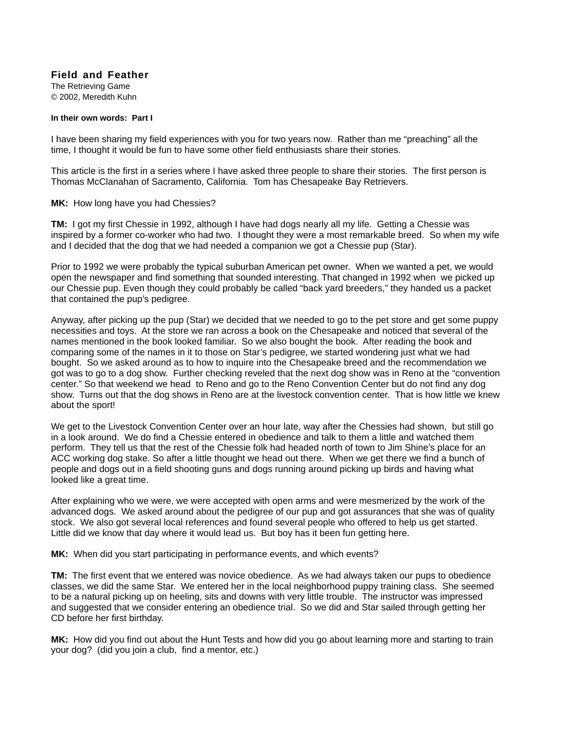# Field and Feather

The Retrieving Game
© 2002, Meredith Kuhn

#### In their own words:  Part I

I have been sharing my field experiences with you for two years now.  Rather than me "preaching" all the time, I thought it would be fun to have some other field enthusiasts share their stories.

This article is the first in a series where I have asked three people to share their stories.  The first person is Thomas McClanahan of Sacramento, California.  Tom has Chesapeake Bay Retrievers.

**MK:** How long have you had Chessies?

**TM:** I got my first Chessie in 1992, although I have had dogs nearly all my life.  Getting a Chessie was inspired by a former co-worker who had two.  I thought they were a most remarkable breed.  So when my wife and I decided that the dog that we had needed a companion we got a Chessie pup (Star).

Prior to 1992 we were probably the typical suburban American pet owner.  When we wanted a pet, we would open the newspaper and find something that sounded interesting. That changed in 1992 when  we picked up our Chessie pup. Even though they could probably be called "back yard breeders," they handed us a packet that contained the pup's pedigree.

Anyway, after picking up the pup (Star) we decided that we needed to go to the pet store and get some puppy necessities and toys.  At the store we ran across a book on the Chesapeake and noticed that several of the names mentioned in the book looked familiar.  So we also bought the book.  After reading the book and comparing some of the names in it to those on Star's pedigree, we started wondering just what we had bought.  So we asked around as to how to inquire into the Chesapeake breed and the recommendation we got was to go to a dog show.  Further checking reveled that the next dog show was in Reno at the "convention center." So that weekend we head  to Reno and go to the Reno Convention Center but do not find any dog show.  Turns out that the dog shows in Reno are at the livestock convention center.  That is how little we knew about the sport!

We get to the Livestock Convention Center over an hour late, way after the Chessies had shown,  but still go in a look around.  We do find a Chessie entered in obedience and talk to them a little and watched them perform.  They tell us that the rest of the Chessie folk had headed north of town to Jim Shine's place for an ACC working dog stake. So after a little thought we head out there.  When we get there we find a bunch of people and dogs out in a field shooting guns and dogs running around picking up birds and having what looked like a great time.

After explaining who we were, we were accepted with open arms and were mesmerized by the work of the advanced dogs.  We asked around about the pedigree of our pup and got assurances that she was of quality stock.  We also got several local references and found several people who offered to help us get started.  Little did we know that day where it would lead us.  But boy has it been fun getting here.

**MK:** When did you start participating in performance events, and which events?

**TM:** The first event that we entered was novice obedience.  As we had always taken our pups to obedience classes, we did the same Star.  We entered her in the local neighborhood puppy training class.  She seemed to be a natural picking up on heeling, sits and downs with very little trouble.  The instructor was impressed and suggested that we consider entering an obedience trial.  So we did and Star sailed through getting her CD before her first birthday.

**MK:** How did you find out about the Hunt Tests and how did you go about learning more and starting to train your dog?  (did you join a club,  find a mentor, etc.)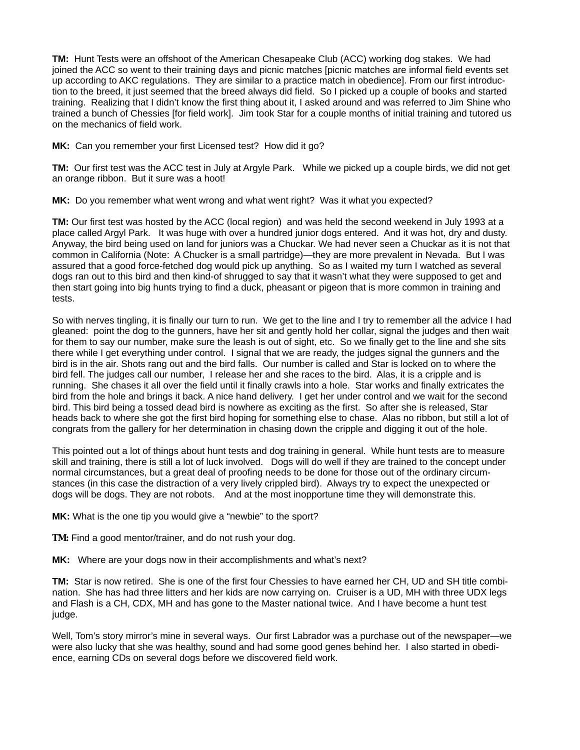**TM:** Hunt Tests were an offshoot of the American Chesapeake Club (ACC) working dog stakes. We had joined the ACC so went to their training days and picnic matches [picnic matches are informal field events set up according to AKC regulations. They are similar to a practice match in obedience]. From our first introduction to the breed, it just seemed that the breed always did field. So I picked up a couple of books and started training. Realizing that I didn't know the first thing about it, I asked around and was referred to Jim Shine who trained a bunch of Chessies [for field work]. Jim took Star for a couple months of initial training and tutored us on the mechanics of field work.

**MK:** Can you remember your first Licensed test? How did it go?

**TM:** Our first test was the ACC test in July at Argyle Park. While we picked up a couple birds, we did not get an orange ribbon. But it sure was a hoot!

**MK:** Do you remember what went wrong and what went right? Was it what you expected?

**TM:** Our first test was hosted by the ACC (local region) and was held the second weekend in July 1993 at a place called Argyl Park. It was huge with over a hundred junior dogs entered. And it was hot, dry and dusty. Anyway, the bird being used on land for juniors was a Chuckar. We had never seen a Chuckar as it is not that common in California (Note: A Chucker is a small partridge)—they are more prevalent in Nevada. But I was assured that a good force-fetched dog would pick up anything. So as I waited my turn I watched as several dogs ran out to this bird and then kind-of shrugged to say that it wasn't what they were supposed to get and then start going into big hunts trying to find a duck, pheasant or pigeon that is more common in training and tests.

So with nerves tingling, it is finally our turn to run. We get to the line and I try to remember all the advice I had gleaned: point the dog to the gunners, have her sit and gently hold her collar, signal the judges and then wait for them to say our number, make sure the leash is out of sight, etc. So we finally get to the line and she sits there while I get everything under control. I signal that we are ready, the judges signal the gunners and the bird is in the air. Shots rang out and the bird falls. Our number is called and Star is locked on to where the bird fell. The judges call our number, I release her and she races to the bird. Alas, it is a cripple and is running. She chases it all over the field until it finally crawls into a hole. Star works and finally extricates the bird from the hole and brings it back. A nice hand delivery. I get her under control and we wait for the second bird. This bird being a tossed dead bird is nowhere as exciting as the first. So after she is released, Star heads back to where she got the first bird hoping for something else to chase. Alas no ribbon, but still a lot of congrats from the gallery for her determination in chasing down the cripple and digging it out of the hole.

This pointed out a lot of things about hunt tests and dog training in general. While hunt tests are to measure skill and training, there is still a lot of luck involved. Dogs will do well if they are trained to the concept under normal circumstances, but a great deal of proofing needs to be done for those out of the ordinary circumstances (in this case the distraction of a very lively crippled bird). Always try to expect the unexpected or dogs will be dogs. They are not robots. And at the most inopportune time they will demonstrate this.

**MK:** What is the one tip you would give a "newbie" to the sport?

**TM:** Find a good mentor/trainer, and do not rush your dog.

**MK:** Where are your dogs now in their accomplishments and what's next?

**TM:** Star is now retired. She is one of the first four Chessies to have earned her CH, UD and SH title combination. She has had three litters and her kids are now carrying on. Cruiser is a UD, MH with three UDX legs and Flash is a CH, CDX, MH and has gone to the Master national twice. And I have become a hunt test judge.

Well, Tom's story mirror's mine in several ways. Our first Labrador was a purchase out of the newspaper—we were also lucky that she was healthy, sound and had some good genes behind her. I also started in obedience, earning CDs on several dogs before we discovered field work.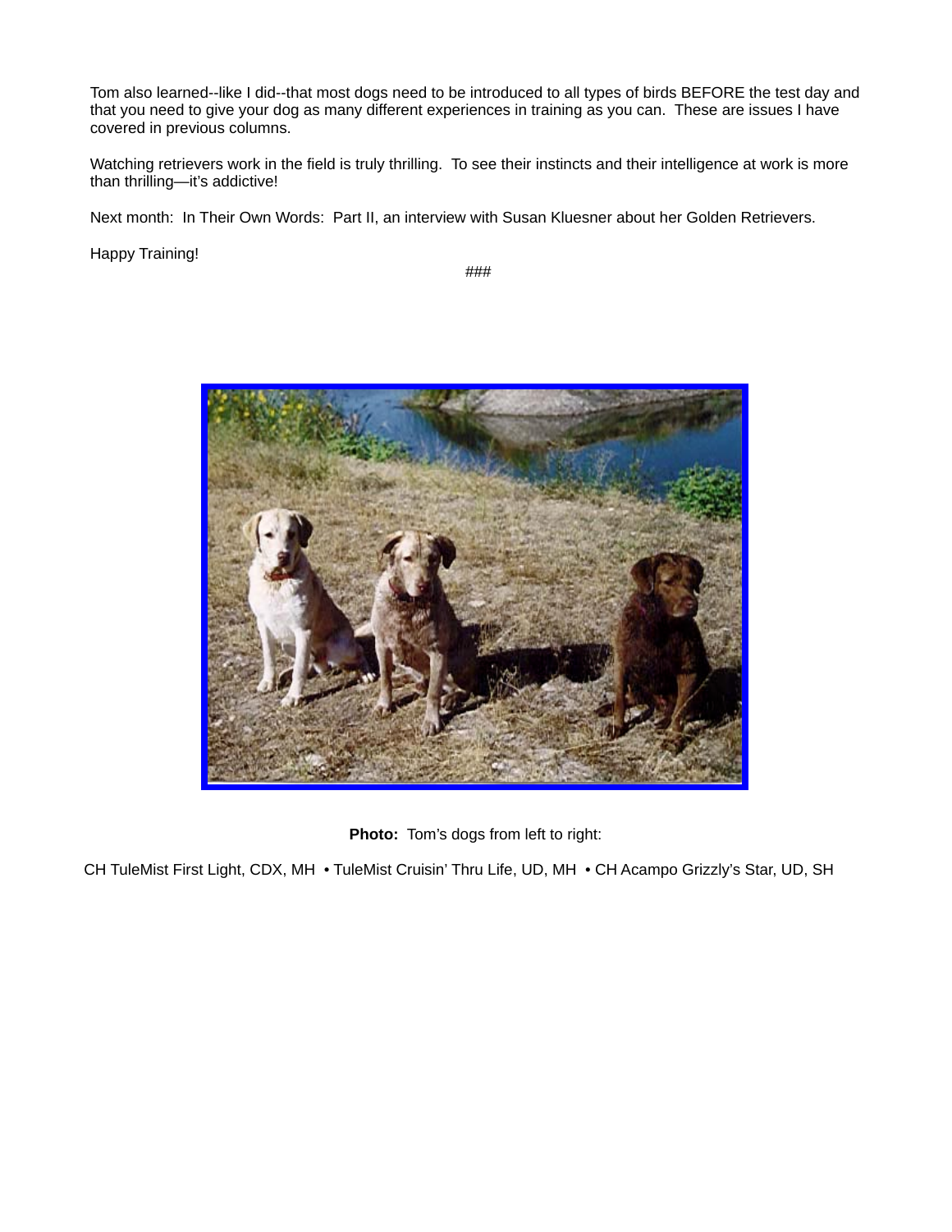Tom also learned--like I did--that most dogs need to be introduced to all types of birds BEFORE the test day and that you need to give your dog as many different experiences in training as you can. These are issues I have covered in previous columns.

Watching retrievers work in the field is truly thrilling. To see their instincts and their intelligence at work is more than thrilling—it's addictive!

Next month: In Their Own Words: Part II, an interview with Susan Kluesner about her Golden Retrievers.

Happy Training!

###

**Photo:** Tom's dogs from left to right:

CH TuleMist First Light, CDX, MH • TuleMist Cruisin' Thru Life, UD, MH • CH Acampo Grizzly's Star, UD, SH